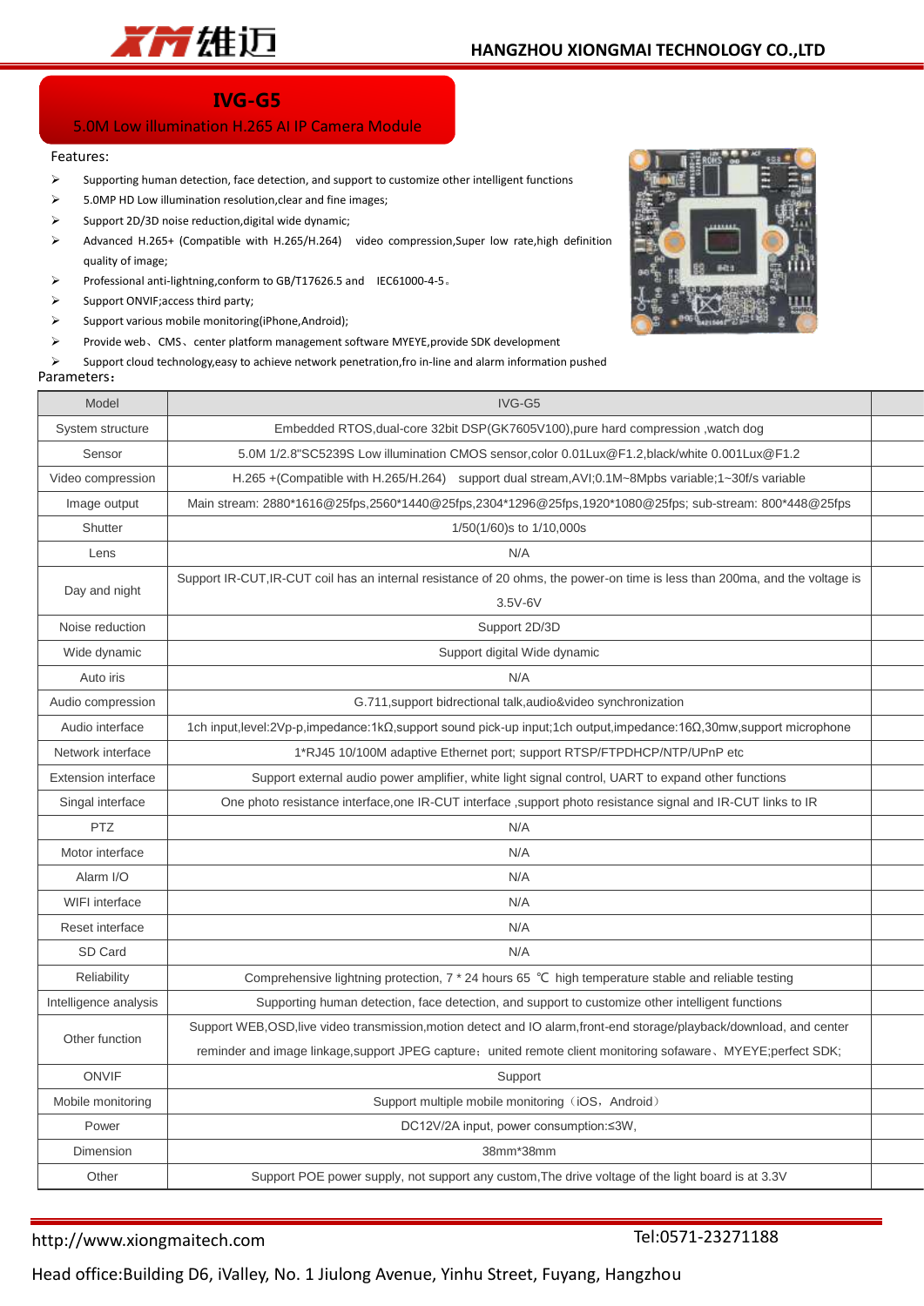# IVG-G5

## 5.0M Low illumination H.265 AI IP Camera Module

Features:

- Supporting human detection, face detection, and support to customize other intelligent functions
- 5.0MP HD Low illumination resolution,clear and fine images;
- Support 2D/3D noise reduction,digital wide dynamic;
- Advanced H.265+ (Compatible with H.265/H.264) video compression,Super low rate,high definition quality of image;
- Professional anti-lightning,conform to GB/T17626.5 and IEC61000-4-5。
- Support ONVIF;access third party;
- Support various mobile monitoring(iPhone,Android);
- Provide web、CMS、center platform management software MYEYE,provide SDK development
- Support cloud technology,easy to achieve network penetration,fro in-line and alarm information pushed

Parameters：

| Model | IVG-G5 |
|---|---|
| System structure | Embedded RTOS,dual-core 32bit DSP(GK7605V100),pure hard compression ,watch dog |
| Sensor | 5.0M 1/2.8"SC5239S Low illumination CMOS sensor,color 0.01Lux@F1.2,black/white 0.001Lux@F1.2 |
| Video compression | H.265 +(Compatible with H.265/H.264) support dual stream,AVI;0.1M~8Mpbs variable;1~30f/s variable |
| Image output | Main stream: 2880*1616@25fps,2560*1440@25fps,2304*1296@25fps,1920*1080@25fps; sub-stream: 800*448@25fps |
| Shutter | 1/50(1/60)s to 1/10,000s |
| Lens | N/A |
| Day and night | Support IR-CUT,IR-CUT coil has an internal resistance of 20 ohms, the power-on time is less than 200ma, and the voltage is 3.5V-6V |
| Noise reduction | Support 2D/3D |
| Wide dynamic | Support digital Wide dynamic |
| Auto iris | N/A |
| Audio compression | G.711,support bidrectional talk,audio&video synchronization |
| Audio interface | 1ch input,level:2Vp-p,impedance:1kΩ,support sound pick-up input;1ch output,impedance:16Ω,30mw,support microphone |
| Network interface | 1*RJ45 10/100M adaptive Ethernet port; support RTSP/FTPDHCP/NTP/UPnP etc |
| Extension interface | Support external audio power amplifier, white light signal control, UART to expand other functions |
| Singal interface | One photo resistance interface,one IR-CUT interface ,support photo resistance signal and IR-CUT links to IR |
| PTZ | N/A |
| Motor interface | N/A |
| Alarm I/O | N/A |
| WIFI interface | N/A |
| Reset interface | N/A |
| SD Card | N/A |
| Reliability | Comprehensive lightning protection, 7 * 24 hours 65 ℃ high temperature stable and reliable testing |
| Intelligence analysis | Supporting human detection, face detection, and support to customize other intelligent functions |
| Other function | Support WEB,OSD,live video transmission,motion detect and IO alarm,front-end storage/playback/download, and center reminder and image linkage,support JPEG capture；united remote client monitoring sofaware、MYEYE;perfect SDK; |
| ONVIF | Support |
| Mobile monitoring | Support multiple mobile monitoring（iOS，Android） |
| Power | DC12V/2A input, power consumption:≤3W, |
| Dimension | 38mm*38mm |
| Other | Support POE power supply, not support any custom,The drive voltage of the light board is at 3.3V |

http://www.xiongmaitech.com Tel:0571-23271188

Head office:Building D6, iValley, No. 1 Jiulong Avenue, Yinhu Street, Fuyang, Hangzhou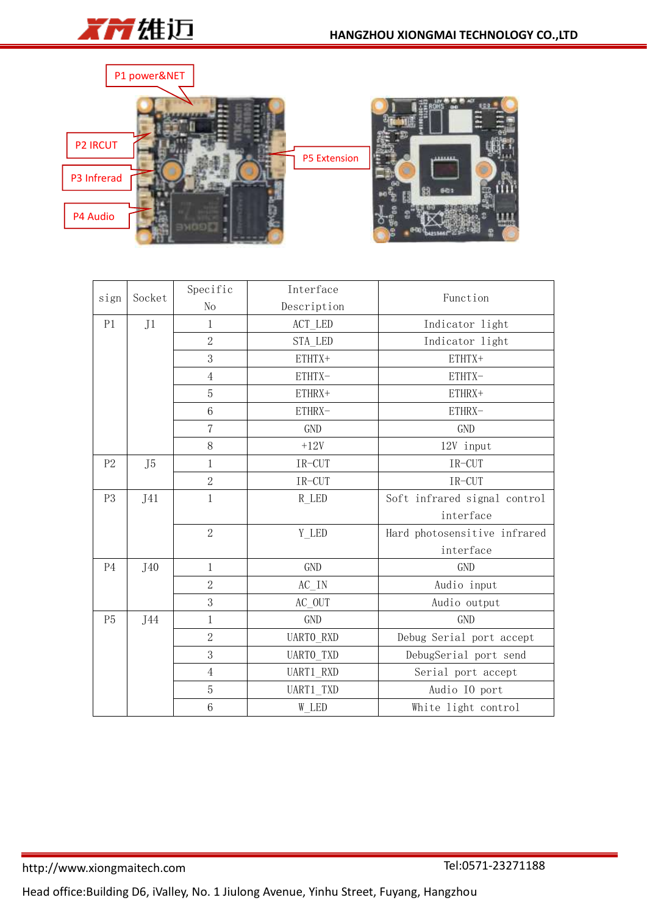P1 power&NET

P2 IRCUT

P3 Infrerad

P4 Audio

P5 Extension

| sign | Socket | Specific No | Interface Description | Function |
|---|---|---|---|---|
| P1 | J1 | 1 | ACT_LED | Indicator light |
| | | 2 | STA_LED | Indicator light |
| | | 3 | ETHTX+ | ETHTX+ |
| | | 4 | ETHTX- | ETHTX- |
| | | 5 | ETHRX+ | ETHRX+ |
| | | 6 | ETHRX- | ETHRX- |
| | | 7 | GND | GND |
| | | 8 | +12V | 12V input |
| P2 | J5 | 1 | IR-CUT | IR-CUT |
| | | 2 | IR-CUT | IR-CUT |
| P3 | J41 | 1 | R_LED | Soft infrared signal control interface |
| | | 2 | Y_LED | Hard photosensitive infrared interface |
| P4 | J40 | 1 | GND | GND |
| | | 2 | AC_IN | Audio input |
| | | 3 | AC_OUT | Audio output |
| P5 | J44 | 1 | GND | GND |
| | | 2 | UART0_RXD | Debug Serial port accept |
| | | 3 | UART0_TXD | DebugSerial port send |
| | | 4 | UART1_RXD | Serial port accept |
| | | 5 | UART1_TXD | Audio IO port |
| | | 6 | W_LED | White light control |